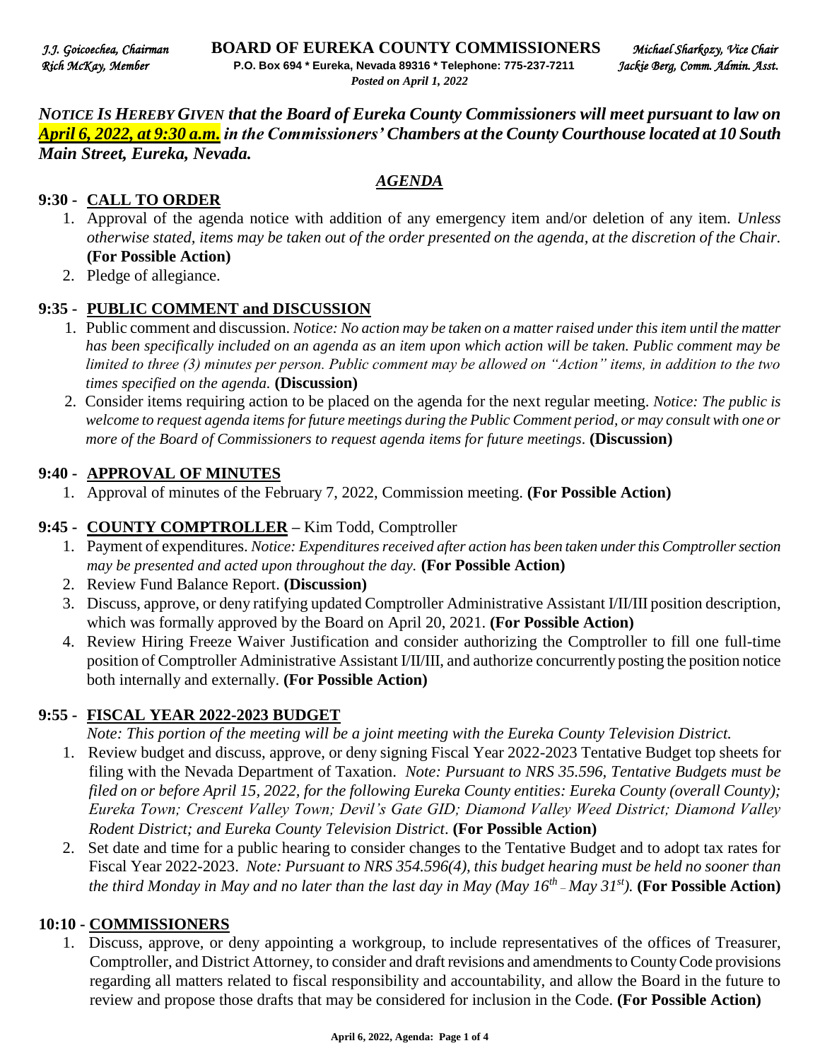*J.J. Goicoechea, Chairman* **BOARD OF EUREKA COUNTY COMMISSIONERS** *Michael Sharkozy, Vice Chair*
*Rich McKay, Member* **P.O. Box 694 * Eureka, Nevada 89316 * Telephone: 775-237-7211** *Jackie Berg, Comm. Admin. Asst.*
*Posted on April 1, 2022*

***NOTICE IS HEREBY GIVEN that the Board of Eureka County Commissioners will meet pursuant to law on April 6, 2022, at 9:30 a.m. in the Commissioners' Chambers at the County Courthouse located at 10 South Main Street, Eureka, Nevada.***

## *AGENDA*

### 9:30 - CALL TO ORDER

1. Approval of the agenda notice with addition of any emergency item and/or deletion of any item. *Unless otherwise stated, items may be taken out of the order presented on the agenda, at the discretion of the Chair.* **(For Possible Action)**
2. Pledge of allegiance.

### 9:35 - PUBLIC COMMENT and DISCUSSION

1. Public comment and discussion. *Notice: No action may be taken on a matter raised under this item until the matter has been specifically included on an agenda as an item upon which action will be taken. Public comment may be limited to three (3) minutes per person. Public comment may be allowed on "Action" items, in addition to the two times specified on the agenda.* **(Discussion)**
2. Consider items requiring action to be placed on the agenda for the next regular meeting. *Notice: The public is welcome to request agenda items for future meetings during the Public Comment period, or may consult with one or more of the Board of Commissioners to request agenda items for future meetings.* **(Discussion)**

### 9:40 - APPROVAL OF MINUTES

1. Approval of minutes of the February 7, 2022, Commission meeting. **(For Possible Action)**

### 9:45 - COUNTY COMPTROLLER – Kim Todd, Comptroller

1. Payment of expenditures. *Notice: Expenditures received after action has been taken under this Comptroller section may be presented and acted upon throughout the day.* **(For Possible Action)**
2. Review Fund Balance Report. **(Discussion)**
3. Discuss, approve, or deny ratifying updated Comptroller Administrative Assistant I/II/III position description, which was formally approved by the Board on April 20, 2021. **(For Possible Action)**
4. Review Hiring Freeze Waiver Justification and consider authorizing the Comptroller to fill one full-time position of Comptroller Administrative Assistant I/II/III, and authorize concurrently posting the position notice both internally and externally. **(For Possible Action)**

### 9:55 - FISCAL YEAR 2022-2023 BUDGET

*Note: This portion of the meeting will be a joint meeting with the Eureka County Television District.*

1. Review budget and discuss, approve, or deny signing Fiscal Year 2022-2023 Tentative Budget top sheets for filing with the Nevada Department of Taxation. *Note: Pursuant to NRS 35.596, Tentative Budgets must be filed on or before April 15, 2022, for the following Eureka County entities: Eureka County (overall County); Eureka Town; Crescent Valley Town; Devil's Gate GID; Diamond Valley Weed District; Diamond Valley Rodent District; and Eureka County Television District.* **(For Possible Action)**
2. Set date and time for a public hearing to consider changes to the Tentative Budget and to adopt tax rates for Fiscal Year 2022-2023. *Note: Pursuant to NRS 354.596(4), this budget hearing must be held no sooner than the third Monday in May and no later than the last day in May (May 16th – May 31st).* **(For Possible Action)**

### 10:10 - COMMISSIONERS

1. Discuss, approve, or deny appointing a workgroup, to include representatives of the offices of Treasurer, Comptroller, and District Attorney, to consider and draft revisions and amendments to County Code provisions regarding all matters related to fiscal responsibility and accountability, and allow the Board in the future to review and propose those drafts that may be considered for inclusion in the Code. **(For Possible Action)**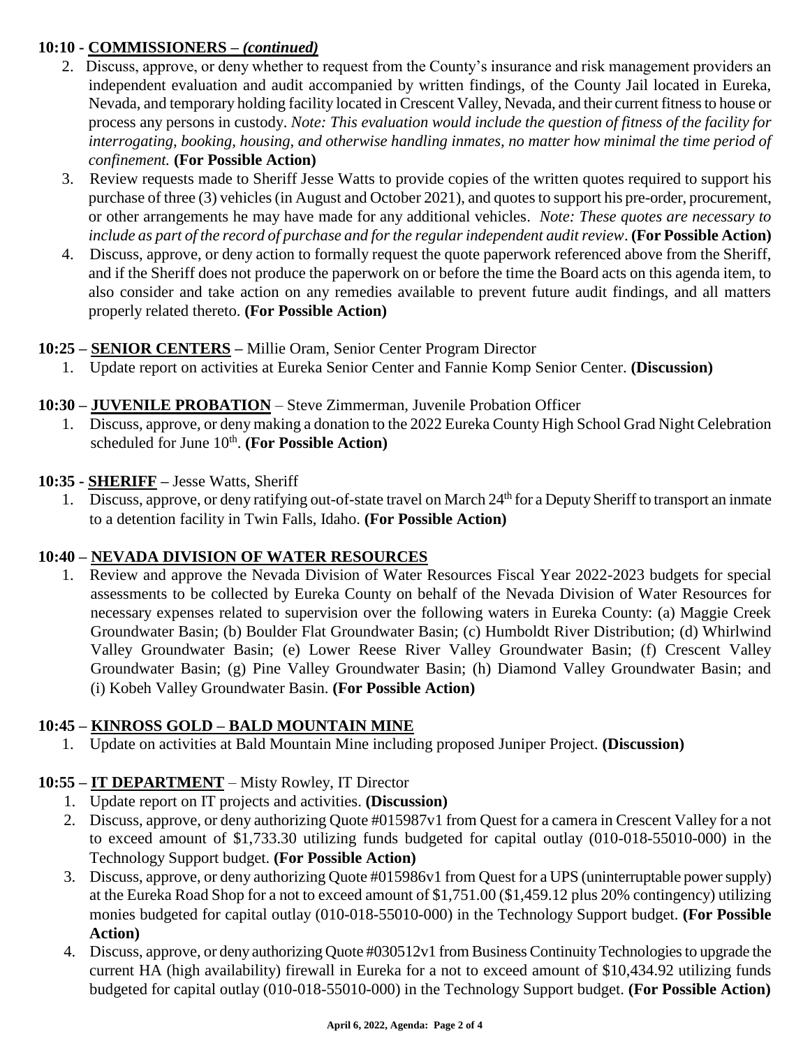**10:10 - COMMISSIONERS – *(continued)***

2. Discuss, approve, or deny whether to request from the County's insurance and risk management providers an independent evaluation and audit accompanied by written findings, of the County Jail located in Eureka, Nevada, and temporary holding facility located in Crescent Valley, Nevada, and their current fitness to house or process any persons in custody. *Note: This evaluation would include the question of fitness of the facility for interrogating, booking, housing, and otherwise handling inmates, no matter how minimal the time period of confinement.* **(For Possible Action)**
3. Review requests made to Sheriff Jesse Watts to provide copies of the written quotes required to support his purchase of three (3) vehicles (in August and October 2021), and quotes to support his pre-order, procurement, or other arrangements he may have made for any additional vehicles. *Note: These quotes are necessary to include as part of the record of purchase and for the regular independent audit review*. **(For Possible Action)**
4. Discuss, approve, or deny action to formally request the quote paperwork referenced above from the Sheriff, and if the Sheriff does not produce the paperwork on or before the time the Board acts on this agenda item, to also consider and take action on any remedies available to prevent future audit findings, and all matters properly related thereto. **(For Possible Action)**

**10:25 – SENIOR CENTERS –** Millie Oram, Senior Center Program Director

1. Update report on activities at Eureka Senior Center and Fannie Komp Senior Center. **(Discussion)**

**10:30 – JUVENILE PROBATION** – Steve Zimmerman, Juvenile Probation Officer

1. Discuss, approve, or deny making a donation to the 2022 Eureka County High School Grad Night Celebration scheduled for June 10th. **(For Possible Action)**

**10:35 - SHERIFF –** Jesse Watts, Sheriff

1. Discuss, approve, or deny ratifying out-of-state travel on March 24th for a Deputy Sheriff to transport an inmate to a detention facility in Twin Falls, Idaho. **(For Possible Action)**

**10:40 – NEVADA DIVISION OF WATER RESOURCES**

1. Review and approve the Nevada Division of Water Resources Fiscal Year 2022-2023 budgets for special assessments to be collected by Eureka County on behalf of the Nevada Division of Water Resources for necessary expenses related to supervision over the following waters in Eureka County: (a) Maggie Creek Groundwater Basin; (b) Boulder Flat Groundwater Basin; (c) Humboldt River Distribution; (d) Whirlwind Valley Groundwater Basin; (e) Lower Reese River Valley Groundwater Basin; (f) Crescent Valley Groundwater Basin; (g) Pine Valley Groundwater Basin; (h) Diamond Valley Groundwater Basin; and (i) Kobeh Valley Groundwater Basin. **(For Possible Action)**

**10:45 – KINROSS GOLD – BALD MOUNTAIN MINE**

1. Update on activities at Bald Mountain Mine including proposed Juniper Project. **(Discussion)**

**10:55 – IT DEPARTMENT** – Misty Rowley, IT Director

1. Update report on IT projects and activities. **(Discussion)**
2. Discuss, approve, or deny authorizing Quote #015987v1 from Quest for a camera in Crescent Valley for a not to exceed amount of $1,733.30 utilizing funds budgeted for capital outlay (010-018-55010-000) in the Technology Support budget. **(For Possible Action)**
3. Discuss, approve, or deny authorizing Quote #015986v1 from Quest for a UPS (uninterruptable power supply) at the Eureka Road Shop for a not to exceed amount of $1,751.00 ($1,459.12 plus 20% contingency) utilizing monies budgeted for capital outlay (010-018-55010-000) in the Technology Support budget. **(For Possible Action)**
4. Discuss, approve, or deny authorizing Quote #030512v1 from Business Continuity Technologies to upgrade the current HA (high availability) firewall in Eureka for a not to exceed amount of $10,434.92 utilizing funds budgeted for capital outlay (010-018-55010-000) in the Technology Support budget. **(For Possible Action)**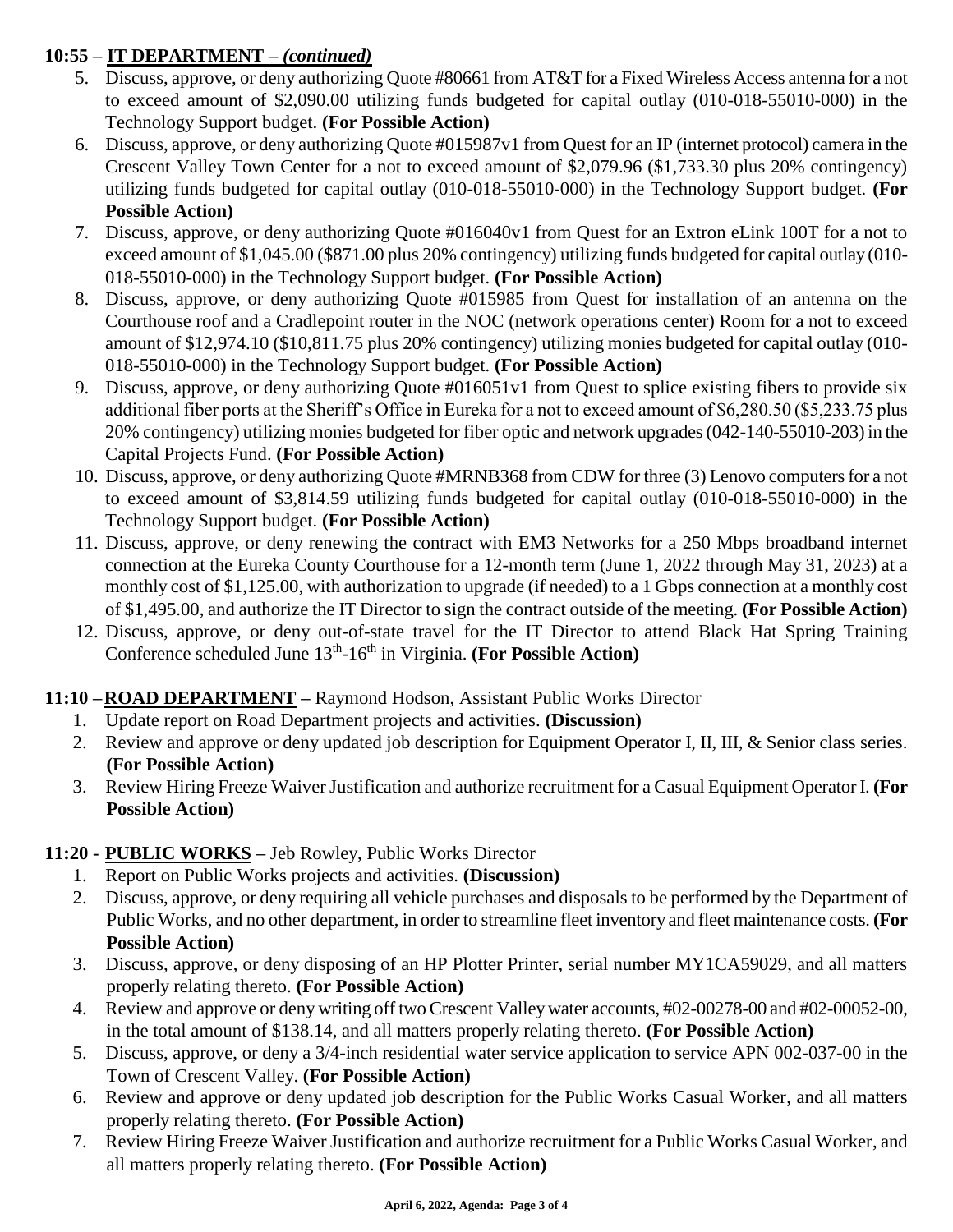**10:55 – IT DEPARTMENT – *(continued)***

5. Discuss, approve, or deny authorizing Quote #80661 from AT&T for a Fixed Wireless Access antenna for a not to exceed amount of $2,090.00 utilizing funds budgeted for capital outlay (010-018-55010-000) in the Technology Support budget. **(For Possible Action)**
6. Discuss, approve, or deny authorizing Quote #015987v1 from Quest for an IP (internet protocol) camera in the Crescent Valley Town Center for a not to exceed amount of $2,079.96 ($1,733.30 plus 20% contingency) utilizing funds budgeted for capital outlay (010-018-55010-000) in the Technology Support budget. **(For Possible Action)**
7. Discuss, approve, or deny authorizing Quote #016040v1 from Quest for an Extron eLink 100T for a not to exceed amount of $1,045.00 ($871.00 plus 20% contingency) utilizing funds budgeted for capital outlay (010-018-55010-000) in the Technology Support budget. **(For Possible Action)**
8. Discuss, approve, or deny authorizing Quote #015985 from Quest for installation of an antenna on the Courthouse roof and a Cradlepoint router in the NOC (network operations center) Room for a not to exceed amount of $12,974.10 ($10,811.75 plus 20% contingency) utilizing monies budgeted for capital outlay (010-018-55010-000) in the Technology Support budget. **(For Possible Action)**
9. Discuss, approve, or deny authorizing Quote #016051v1 from Quest to splice existing fibers to provide six additional fiber ports at the Sheriff's Office in Eureka for a not to exceed amount of $6,280.50 ($5,233.75 plus 20% contingency) utilizing monies budgeted for fiber optic and network upgrades (042-140-55010-203) in the Capital Projects Fund. **(For Possible Action)**
10. Discuss, approve, or deny authorizing Quote #MRNB368 from CDW for three (3) Lenovo computers for a not to exceed amount of $3,814.59 utilizing funds budgeted for capital outlay (010-018-55010-000) in the Technology Support budget. **(For Possible Action)**
11. Discuss, approve, or deny renewing the contract with EM3 Networks for a 250 Mbps broadband internet connection at the Eureka County Courthouse for a 12-month term (June 1, 2022 through May 31, 2023) at a monthly cost of $1,125.00, with authorization to upgrade (if needed) to a 1 Gbps connection at a monthly cost of $1,495.00, and authorize the IT Director to sign the contract outside of the meeting. **(For Possible Action)**
12. Discuss, approve, or deny out-of-state travel for the IT Director to attend Black Hat Spring Training Conference scheduled June 13th-16th in Virginia. **(For Possible Action)**

**11:10 – ROAD DEPARTMENT** – Raymond Hodson, Assistant Public Works Director

1. Update report on Road Department projects and activities. **(Discussion)**
2. Review and approve or deny updated job description for Equipment Operator I, II, III, & Senior class series. **(For Possible Action)**
3. Review Hiring Freeze Waiver Justification and authorize recruitment for a Casual Equipment Operator I. **(For Possible Action)**

**11:20 - PUBLIC WORKS** – Jeb Rowley, Public Works Director

1. Report on Public Works projects and activities. **(Discussion)**
2. Discuss, approve, or deny requiring all vehicle purchases and disposals to be performed by the Department of Public Works, and no other department, in order to streamline fleet inventory and fleet maintenance costs. **(For Possible Action)**
3. Discuss, approve, or deny disposing of an HP Plotter Printer, serial number MY1CA59029, and all matters properly relating thereto. **(For Possible Action)**
4. Review and approve or deny writing off two Crescent Valley water accounts, #02-00278-00 and #02-00052-00, in the total amount of $138.14, and all matters properly relating thereto. **(For Possible Action)**
5. Discuss, approve, or deny a 3/4-inch residential water service application to service APN 002-037-00 in the Town of Crescent Valley. **(For Possible Action)**
6. Review and approve or deny updated job description for the Public Works Casual Worker, and all matters properly relating thereto. **(For Possible Action)**
7. Review Hiring Freeze Waiver Justification and authorize recruitment for a Public Works Casual Worker, and all matters properly relating thereto. **(For Possible Action)**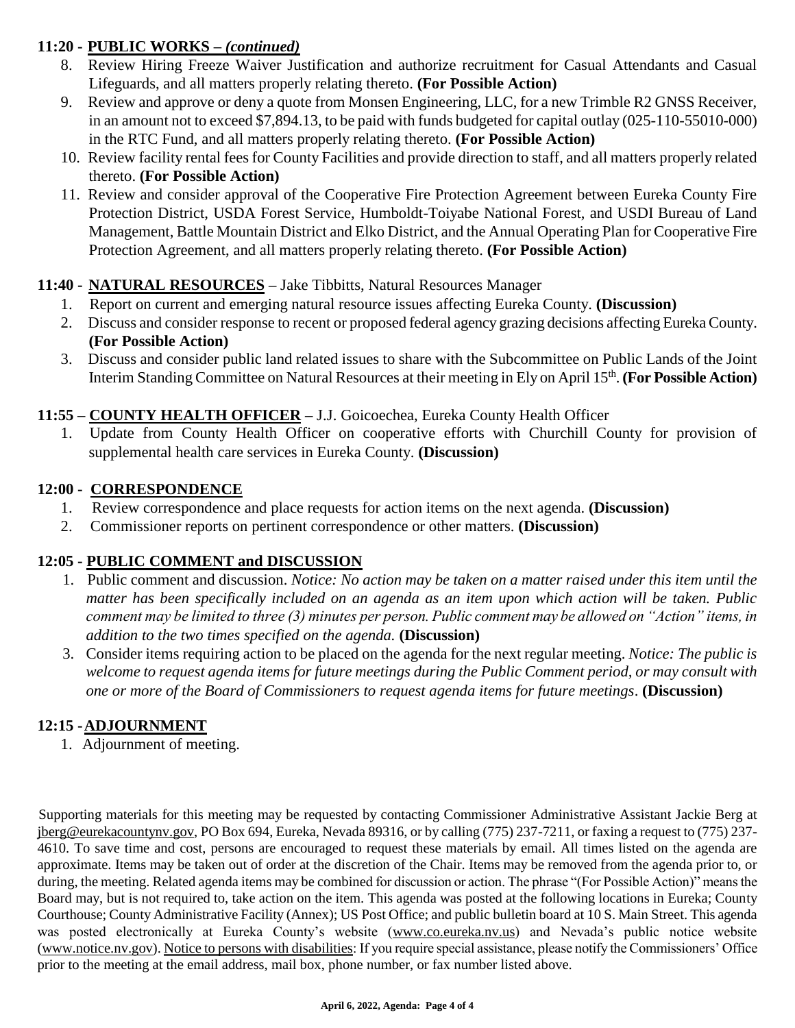**11:20 - PUBLIC WORKS – *(continued)***

8. Review Hiring Freeze Waiver Justification and authorize recruitment for Casual Attendants and Casual Lifeguards, and all matters properly relating thereto. **(For Possible Action)**
9. Review and approve or deny a quote from Monsen Engineering, LLC, for a new Trimble R2 GNSS Receiver, in an amount not to exceed $7,894.13, to be paid with funds budgeted for capital outlay (025-110-55010-000) in the RTC Fund, and all matters properly relating thereto. **(For Possible Action)**
10. Review facility rental fees for County Facilities and provide direction to staff, and all matters properly related thereto. **(For Possible Action)**
11. Review and consider approval of the Cooperative Fire Protection Agreement between Eureka County Fire Protection District, USDA Forest Service, Humboldt-Toiyabe National Forest, and USDI Bureau of Land Management, Battle Mountain District and Elko District, and the Annual Operating Plan for Cooperative Fire Protection Agreement, and all matters properly relating thereto. **(For Possible Action)**

**11:40 - NATURAL RESOURCES** – Jake Tibbitts, Natural Resources Manager

1. Report on current and emerging natural resource issues affecting Eureka County. **(Discussion)**
2. Discuss and consider response to recent or proposed federal agency grazing decisions affecting Eureka County. **(For Possible Action)**
3. Discuss and consider public land related issues to share with the Subcommittee on Public Lands of the Joint Interim Standing Committee on Natural Resources at their meeting in Ely on April 15th. **(For Possible Action)**

**11:55 – COUNTY HEALTH OFFICER** – J.J. Goicoechea, Eureka County Health Officer

1. Update from County Health Officer on cooperative efforts with Churchill County for provision of supplemental health care services in Eureka County. **(Discussion)**

**12:00 - CORRESPONDENCE**

1. Review correspondence and place requests for action items on the next agenda. **(Discussion)**
2. Commissioner reports on pertinent correspondence or other matters. **(Discussion)**

**12:05 - PUBLIC COMMENT and DISCUSSION**

1. Public comment and discussion. *Notice: No action may be taken on a matter raised under this item until the matter has been specifically included on an agenda as an item upon which action will be taken. Public comment may be limited to three (3) minutes per person. Public comment may be allowed on "Action" items, in addition to the two times specified on the agenda.* **(Discussion)**
3. Consider items requiring action to be placed on the agenda for the next regular meeting. *Notice: The public is welcome to request agenda items for future meetings during the Public Comment period, or may consult with one or more of the Board of Commissioners to request agenda items for future meetings*. **(Discussion)**

**12:15 - ADJOURNMENT**

1. Adjournment of meeting.

Supporting materials for this meeting may be requested by contacting Commissioner Administrative Assistant Jackie Berg at jberg@eurekacountynv.gov, PO Box 694, Eureka, Nevada 89316, or by calling (775) 237-7211, or faxing a request to (775) 237-4610. To save time and cost, persons are encouraged to request these materials by email. All times listed on the agenda are approximate. Items may be taken out of order at the discretion of the Chair. Items may be removed from the agenda prior to, or during, the meeting. Related agenda items may be combined for discussion or action. The phrase "(For Possible Action)" means the Board may, but is not required to, take action on the item. This agenda was posted at the following locations in Eureka; County Courthouse; County Administrative Facility (Annex); US Post Office; and public bulletin board at 10 S. Main Street. This agenda was posted electronically at Eureka County's website (www.co.eureka.nv.us) and Nevada's public notice website (www.notice.nv.gov). Notice to persons with disabilities: If you require special assistance, please notify the Commissioners' Office prior to the meeting at the email address, mail box, phone number, or fax number listed above.